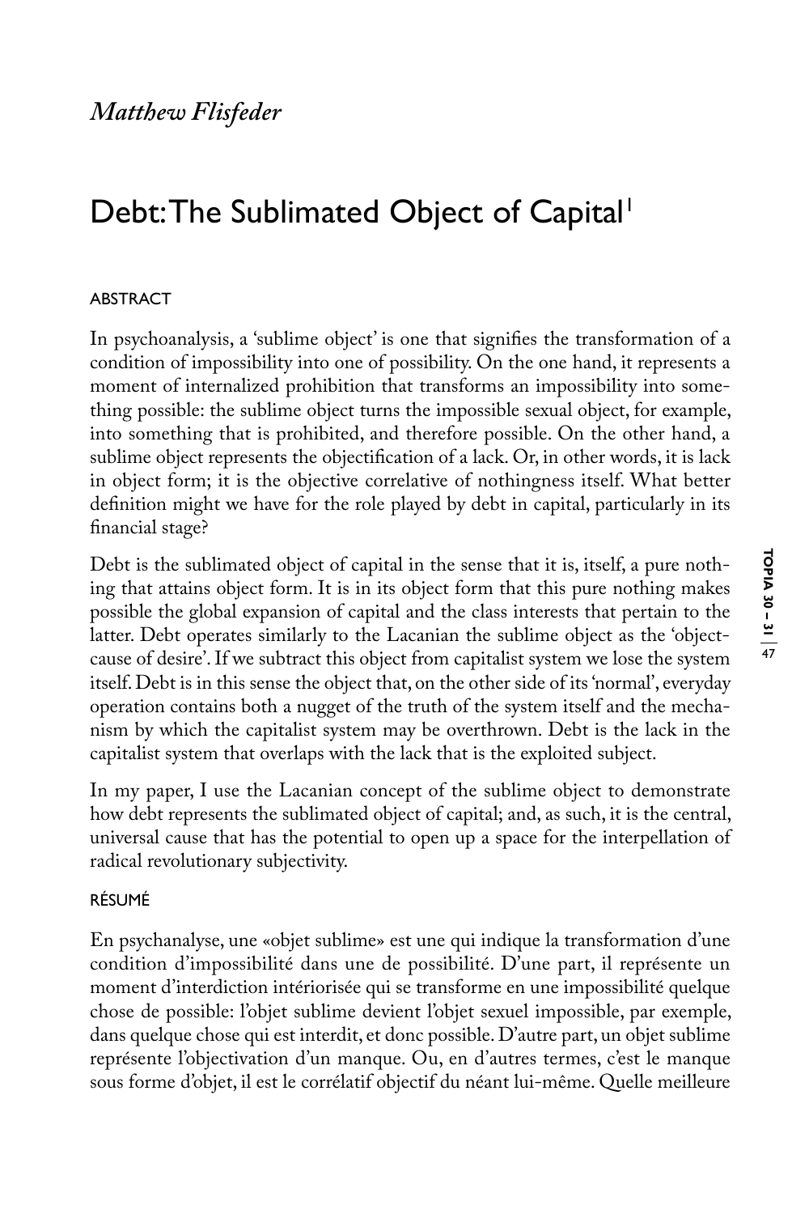*Matthew Flisfeder*

# Debt: The Sublimated Object of Capital[1]

## ABSTRACT

In psychoanalysis, a 'sublime object' is one that signifies the transformation of a condition of impossibility into one of possibility. On the one hand, it represents a moment of internalized prohibition that transforms an impossibility into something possible: the sublime object turns the impossible sexual object, for example, into something that is prohibited, and therefore possible. On the other hand, a sublime object represents the objectification of a lack. Or, in other words, it is lack in object form; it is the objective correlative of nothingness itself. What better definition might we have for the role played by debt in capital, particularly in its financial stage?

Debt is the sublimated object of capital in the sense that it is, itself, a pure nothing that attains object form. It is in its object form that this pure nothing makes possible the global expansion of capital and the class interests that pertain to the latter. Debt operates similarly to the Lacanian the sublime object as the 'object-cause of desire'. If we subtract this object from capitalist system we lose the system itself. Debt is in this sense the object that, on the other side of its 'normal', everyday operation contains both a nugget of the truth of the system itself and the mechanism by which the capitalist system may be overthrown. Debt is the lack in the capitalist system that overlaps with the lack that is the exploited subject.

In my paper, I use the Lacanian concept of the sublime object to demonstrate how debt represents the sublimated object of capital; and, as such, it is the central, universal cause that has the potential to open up a space for the interpellation of radical revolutionary subjectivity.

## RÉSUMÉ

En psychanalyse, une «objet sublime» est une qui indique la transformation d'une condition d'impossibilité dans une de possibilité. D'une part, il représente un moment d'interdiction intériorisée qui se transforme en une impossibilité quelque chose de possible: l'objet sublime devient l'objet sexuel impossible, par exemple, dans quelque chose qui est interdit, et donc possible. D'autre part, un objet sublime représente l'objectivation d'un manque. Ou, en d'autres termes, c'est le manque sous forme d'objet, il est le corrélatif objectif du néant lui-même. Quelle meilleure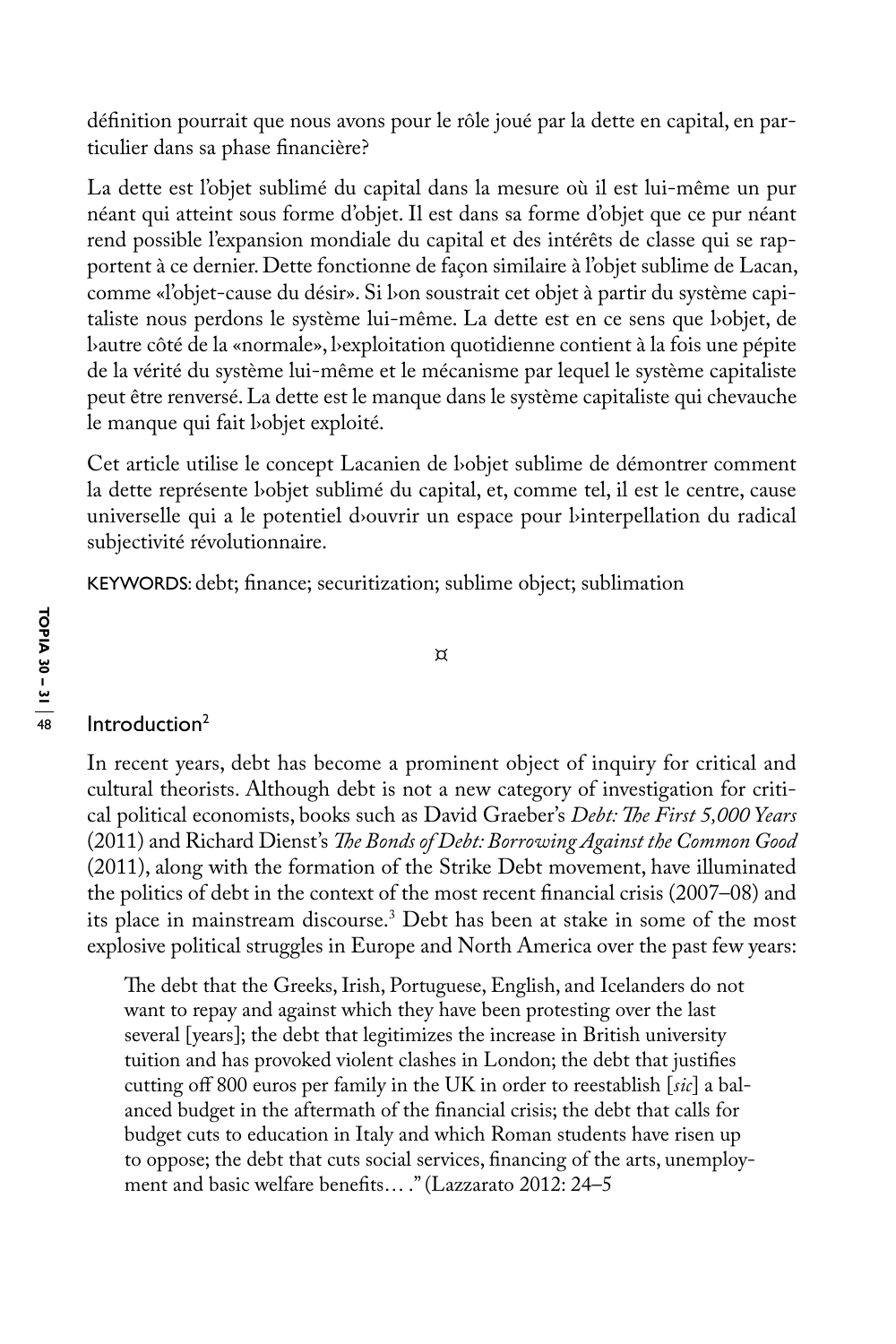définition pourrait que nous avons pour le rôle joué par la dette en capital, en particulier dans sa phase financière?

La dette est l'objet sublimé du capital dans la mesure où il est lui-même un pur néant qui atteint sous forme d'objet. Il est dans sa forme d'objet que ce pur néant rend possible l'expansion mondiale du capital et des intérêts de classe qui se rapportent à ce dernier. Dette fonctionne de façon similaire à l'objet sublime de Lacan, comme «l'objet-cause du désir». Si l›on soustrait cet objet à partir du système capitaliste nous perdons le système lui-même. La dette est en ce sens que l›objet, de l›autre côté de la «normale», l›exploitation quotidienne contient à la fois une pépite de la vérité du système lui-même et le mécanisme par lequel le système capitaliste peut être renversé. La dette est le manque dans le système capitaliste qui chevauche le manque qui fait l›objet exploité.

Cet article utilise le concept Lacanien de l›objet sublime de démontrer comment la dette représente l›objet sublimé du capital, et, comme tel, il est le centre, cause universelle qui a le potentiel d›ouvrir un espace pour l›interpellation du radical subjectivité révolutionnaire.

KEYWORDS: debt; finance; securitization; sublime object; sublimation

¤

## Introduction[2]

In recent years, debt has become a prominent object of inquiry for critical and cultural theorists. Although debt is not a new category of investigation for critical political economists, books such as David Graeber's *Debt: The First 5,000 Years* (2011) and Richard Dienst's *The Bonds of Debt: Borrowing Against the Common Good* (2011), along with the formation of the Strike Debt movement, have illuminated the politics of debt in the context of the most recent financial crisis (2007–08) and its place in mainstream discourse.[3] Debt has been at stake in some of the most explosive political struggles in Europe and North America over the past few years:

> The debt that the Greeks, Irish, Portuguese, English, and Icelanders do not want to repay and against which they have been protesting over the last several [years]; the debt that legitimizes the increase in British university tuition and has provoked violent clashes in London; the debt that justifies cutting off 800 euros per family in the UK in order to reestablish [*sic*] a balanced budget in the aftermath of the financial crisis; the debt that calls for budget cuts to education in Italy and which Roman students have risen up to oppose; the debt that cuts social services, financing of the arts, unemployment and basic welfare benefits… ." (Lazzarato 2012: 24–5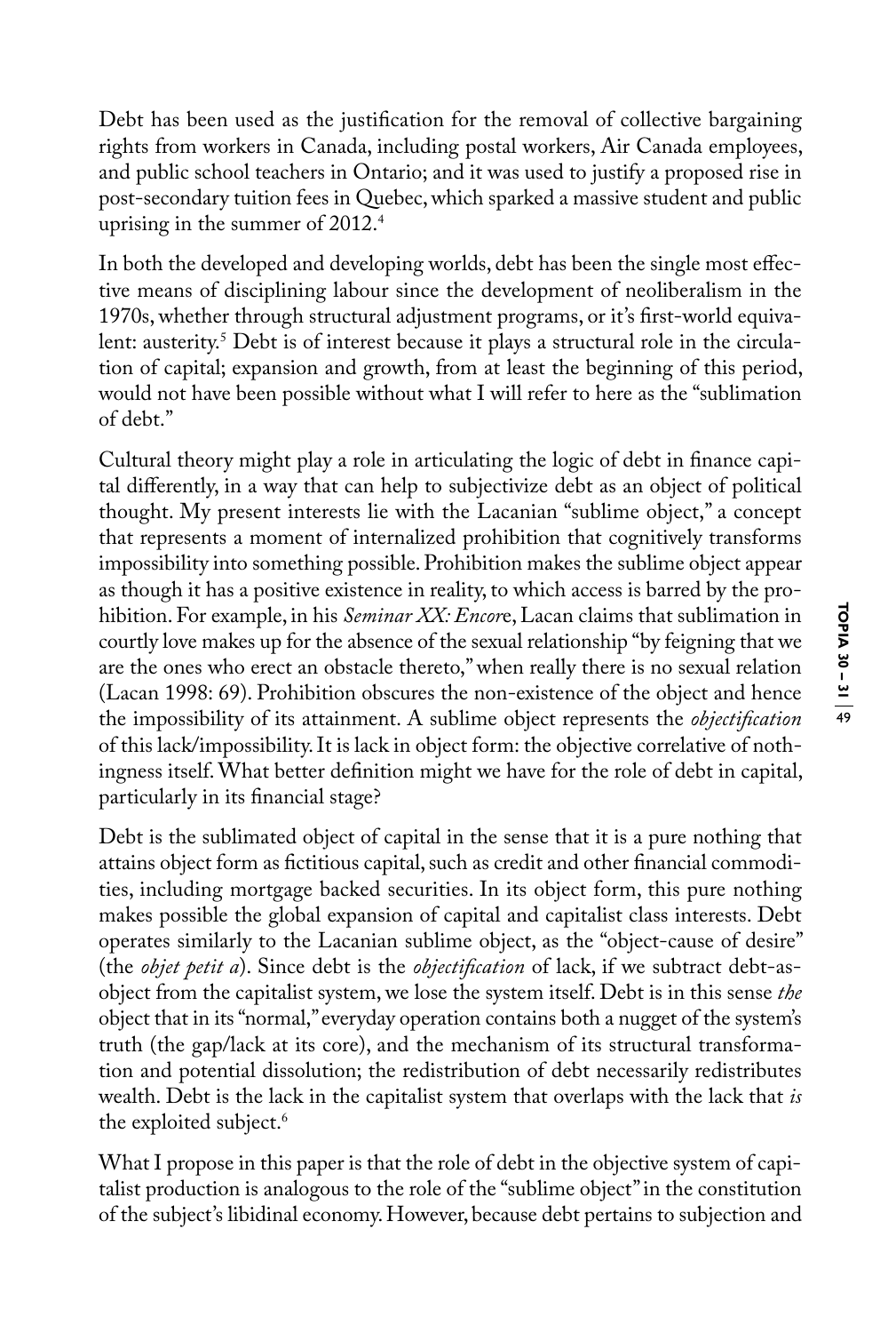Debt has been used as the justification for the removal of collective bargaining rights from workers in Canada, including postal workers, Air Canada employees, and public school teachers in Ontario; and it was used to justify a proposed rise in post-secondary tuition fees in Quebec, which sparked a massive student and public uprising in the summer of 2012.[4]

In both the developed and developing worlds, debt has been the single most effective means of disciplining labour since the development of neoliberalism in the 1970s, whether through structural adjustment programs, or it's first-world equivalent: austerity.[5] Debt is of interest because it plays a structural role in the circulation of capital; expansion and growth, from at least the beginning of this period, would not have been possible without what I will refer to here as the "sublimation of debt."

Cultural theory might play a role in articulating the logic of debt in finance capital differently, in a way that can help to subjectivize debt as an object of political thought. My present interests lie with the Lacanian "sublime object," a concept that represents a moment of internalized prohibition that cognitively transforms impossibility into something possible. Prohibition makes the sublime object appear as though it has a positive existence in reality, to which access is barred by the prohibition. For example, in his *Seminar XX: Encore*, Lacan claims that sublimation in courtly love makes up for the absence of the sexual relationship "by feigning that we are the ones who erect an obstacle thereto," when really there is no sexual relation (Lacan 1998: 69). Prohibition obscures the non-existence of the object and hence the impossibility of its attainment. A sublime object represents the *objectification* of this lack/impossibility. It is lack in object form: the objective correlative of nothingness itself. What better definition might we have for the role of debt in capital, particularly in its financial stage?

Debt is the sublimated object of capital in the sense that it is a pure nothing that attains object form as fictitious capital, such as credit and other financial commodities, including mortgage backed securities. In its object form, this pure nothing makes possible the global expansion of capital and capitalist class interests. Debt operates similarly to the Lacanian sublime object, as the "object-cause of desire" (the *objet petit a*). Since debt is the *objectification* of lack, if we subtract debt-as-object from the capitalist system, we lose the system itself. Debt is in this sense *the* object that in its "normal," everyday operation contains both a nugget of the system's truth (the gap/lack at its core), and the mechanism of its structural transformation and potential dissolution; the redistribution of debt necessarily redistributes wealth. Debt is the lack in the capitalist system that overlaps with the lack that *is* the exploited subject.[6]

What I propose in this paper is that the role of debt in the objective system of capitalist production is analogous to the role of the "sublime object" in the constitution of the subject's libidinal economy. However, because debt pertains to subjection and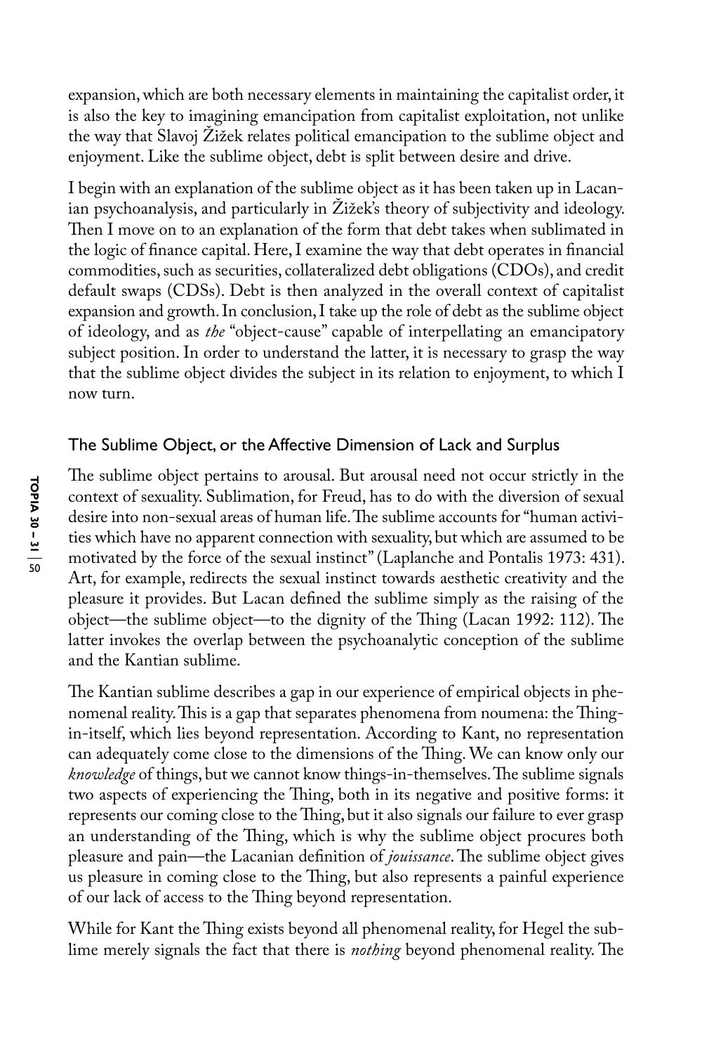expansion, which are both necessary elements in maintaining the capitalist order, it is also the key to imagining emancipation from capitalist exploitation, not unlike the way that Slavoj Žižek relates political emancipation to the sublime object and enjoyment. Like the sublime object, debt is split between desire and drive.

I begin with an explanation of the sublime object as it has been taken up in Lacanian psychoanalysis, and particularly in Žižek's theory of subjectivity and ideology. Then I move on to an explanation of the form that debt takes when sublimated in the logic of finance capital. Here, I examine the way that debt operates in financial commodities, such as securities, collateralized debt obligations (CDOs), and credit default swaps (CDSs). Debt is then analyzed in the overall context of capitalist expansion and growth. In conclusion, I take up the role of debt as the sublime object of ideology, and as *the* "object-cause" capable of interpellating an emancipatory subject position. In order to understand the latter, it is necessary to grasp the way that the sublime object divides the subject in its relation to enjoyment, to which I now turn.

## The Sublime Object, or the Affective Dimension of Lack and Surplus

The sublime object pertains to arousal. But arousal need not occur strictly in the context of sexuality. Sublimation, for Freud, has to do with the diversion of sexual desire into non-sexual areas of human life. The sublime accounts for "human activities which have no apparent connection with sexuality, but which are assumed to be motivated by the force of the sexual instinct" (Laplanche and Pontalis 1973: 431). Art, for example, redirects the sexual instinct towards aesthetic creativity and the pleasure it provides. But Lacan defined the sublime simply as the raising of the object—the sublime object—to the dignity of the Thing (Lacan 1992: 112). The latter invokes the overlap between the psychoanalytic conception of the sublime and the Kantian sublime.

The Kantian sublime describes a gap in our experience of empirical objects in phenomenal reality. This is a gap that separates phenomena from noumena: the Thing-in-itself, which lies beyond representation. According to Kant, no representation can adequately come close to the dimensions of the Thing. We can know only our *knowledge* of things, but we cannot know things-in-themselves. The sublime signals two aspects of experiencing the Thing, both in its negative and positive forms: it represents our coming close to the Thing, but it also signals our failure to ever grasp an understanding of the Thing, which is why the sublime object procures both pleasure and pain—the Lacanian definition of *jouissance*. The sublime object gives us pleasure in coming close to the Thing, but also represents a painful experience of our lack of access to the Thing beyond representation.

While for Kant the Thing exists beyond all phenomenal reality, for Hegel the sublime merely signals the fact that there is *nothing* beyond phenomenal reality. The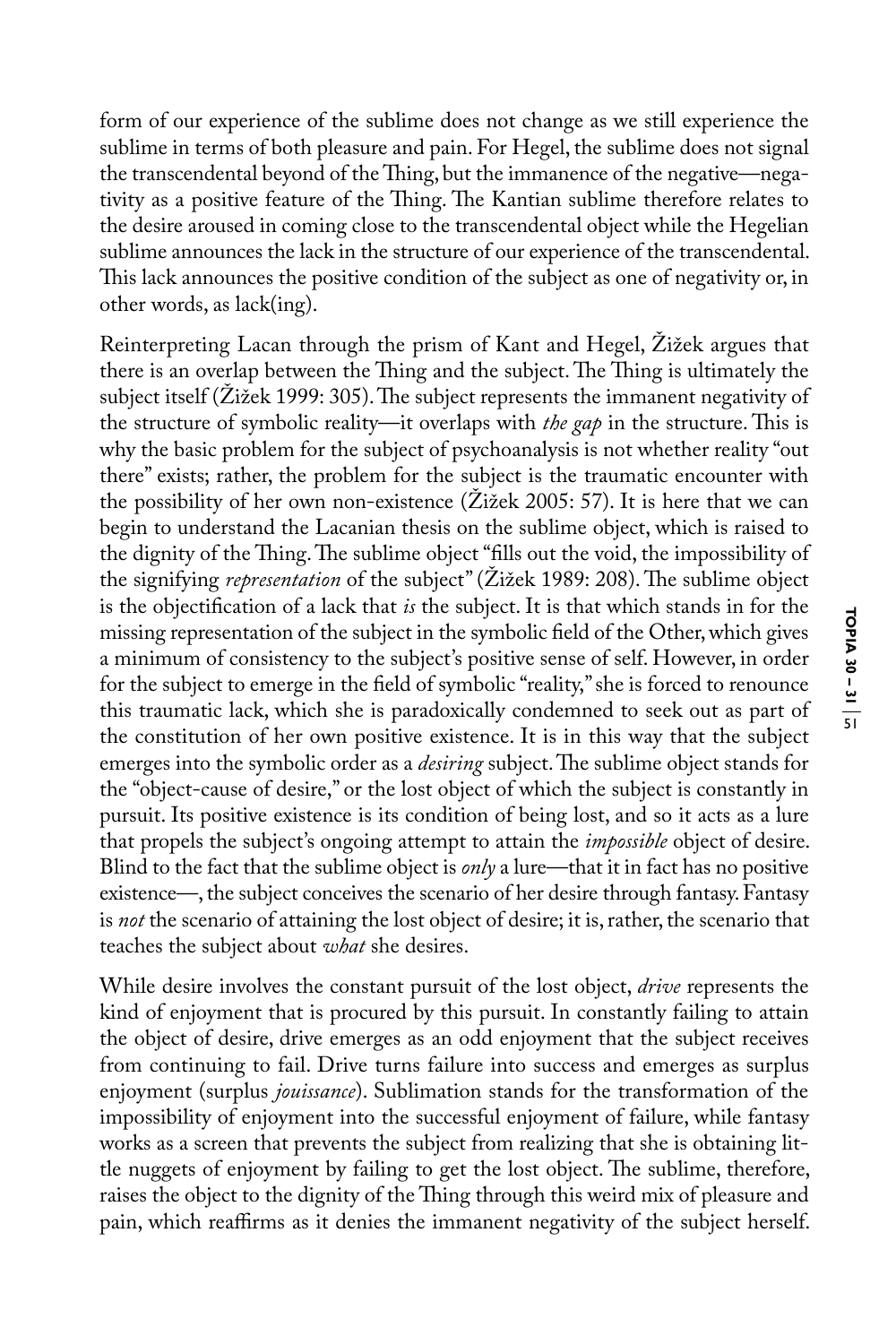form of our experience of the sublime does not change as we still experience the sublime in terms of both pleasure and pain. For Hegel, the sublime does not signal the transcendental beyond of the Thing, but the immanence of the negative—negativity as a positive feature of the Thing. The Kantian sublime therefore relates to the desire aroused in coming close to the transcendental object while the Hegelian sublime announces the lack in the structure of our experience of the transcendental. This lack announces the positive condition of the subject as one of negativity or, in other words, as lack(ing).

Reinterpreting Lacan through the prism of Kant and Hegel, Žižek argues that there is an overlap between the Thing and the subject. The Thing is ultimately the subject itself (Žižek 1999: 305). The subject represents the immanent negativity of the structure of symbolic reality—it overlaps with *the gap* in the structure. This is why the basic problem for the subject of psychoanalysis is not whether reality "out there" exists; rather, the problem for the subject is the traumatic encounter with the possibility of her own non-existence (Žižek 2005: 57). It is here that we can begin to understand the Lacanian thesis on the sublime object, which is raised to the dignity of the Thing. The sublime object "fills out the void, the impossibility of the signifying *representation* of the subject" (Žižek 1989: 208). The sublime object is the objectification of a lack that *is* the subject. It is that which stands in for the missing representation of the subject in the symbolic field of the Other, which gives a minimum of consistency to the subject's positive sense of self. However, in order for the subject to emerge in the field of symbolic "reality," she is forced to renounce this traumatic lack, which she is paradoxically condemned to seek out as part of the constitution of her own positive existence. It is in this way that the subject emerges into the symbolic order as a *desiring* subject. The sublime object stands for the "object-cause of desire," or the lost object of which the subject is constantly in pursuit. Its positive existence is its condition of being lost, and so it acts as a lure that propels the subject's ongoing attempt to attain the *impossible* object of desire. Blind to the fact that the sublime object is *only* a lure—that it in fact has no positive existence—, the subject conceives the scenario of her desire through fantasy. Fantasy is *not* the scenario of attaining the lost object of desire; it is, rather, the scenario that teaches the subject about *what* she desires.

While desire involves the constant pursuit of the lost object, *drive* represents the kind of enjoyment that is procured by this pursuit. In constantly failing to attain the object of desire, drive emerges as an odd enjoyment that the subject receives from continuing to fail. Drive turns failure into success and emerges as surplus enjoyment (surplus *jouissance*). Sublimation stands for the transformation of the impossibility of enjoyment into the successful enjoyment of failure, while fantasy works as a screen that prevents the subject from realizing that she is obtaining little nuggets of enjoyment by failing to get the lost object. The sublime, therefore, raises the object to the dignity of the Thing through this weird mix of pleasure and pain, which reaffirms as it denies the immanent negativity of the subject herself.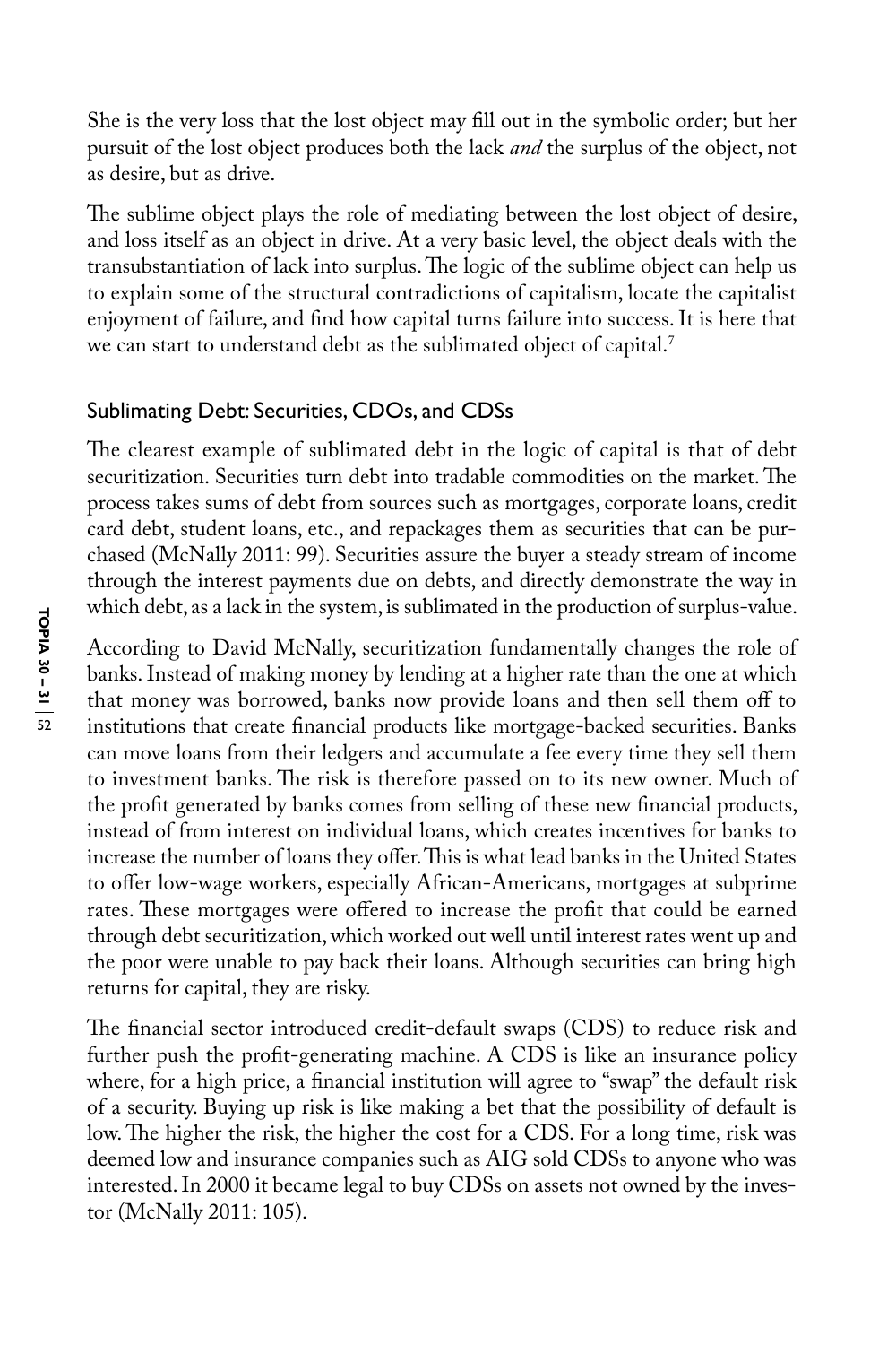She is the very loss that the lost object may fill out in the symbolic order; but her pursuit of the lost object produces both the lack *and* the surplus of the object, not as desire, but as drive.

The sublime object plays the role of mediating between the lost object of desire, and loss itself as an object in drive. At a very basic level, the object deals with the transubstantiation of lack into surplus. The logic of the sublime object can help us to explain some of the structural contradictions of capitalism, locate the capitalist enjoyment of failure, and find how capital turns failure into success. It is here that we can start to understand debt as the sublimated object of capital.[7]

## Sublimating Debt: Securities, CDOs, and CDSs

The clearest example of sublimated debt in the logic of capital is that of debt securitization. Securities turn debt into tradable commodities on the market. The process takes sums of debt from sources such as mortgages, corporate loans, credit card debt, student loans, etc., and repackages them as securities that can be purchased (McNally 2011: 99). Securities assure the buyer a steady stream of income through the interest payments due on debts, and directly demonstrate the way in which debt, as a lack in the system, is sublimated in the production of surplus-value.

According to David McNally, securitization fundamentally changes the role of banks. Instead of making money by lending at a higher rate than the one at which that money was borrowed, banks now provide loans and then sell them off to institutions that create financial products like mortgage-backed securities. Banks can move loans from their ledgers and accumulate a fee every time they sell them to investment banks. The risk is therefore passed on to its new owner. Much of the profit generated by banks comes from selling of these new financial products, instead of from interest on individual loans, which creates incentives for banks to increase the number of loans they offer. This is what lead banks in the United States to offer low-wage workers, especially African-Americans, mortgages at subprime rates. These mortgages were offered to increase the profit that could be earned through debt securitization, which worked out well until interest rates went up and the poor were unable to pay back their loans. Although securities can bring high returns for capital, they are risky.

The financial sector introduced credit-default swaps (CDS) to reduce risk and further push the profit-generating machine. A CDS is like an insurance policy where, for a high price, a financial institution will agree to "swap" the default risk of a security. Buying up risk is like making a bet that the possibility of default is low. The higher the risk, the higher the cost for a CDS. For a long time, risk was deemed low and insurance companies such as AIG sold CDSs to anyone who was interested. In 2000 it became legal to buy CDSs on assets not owned by the investor (McNally 2011: 105).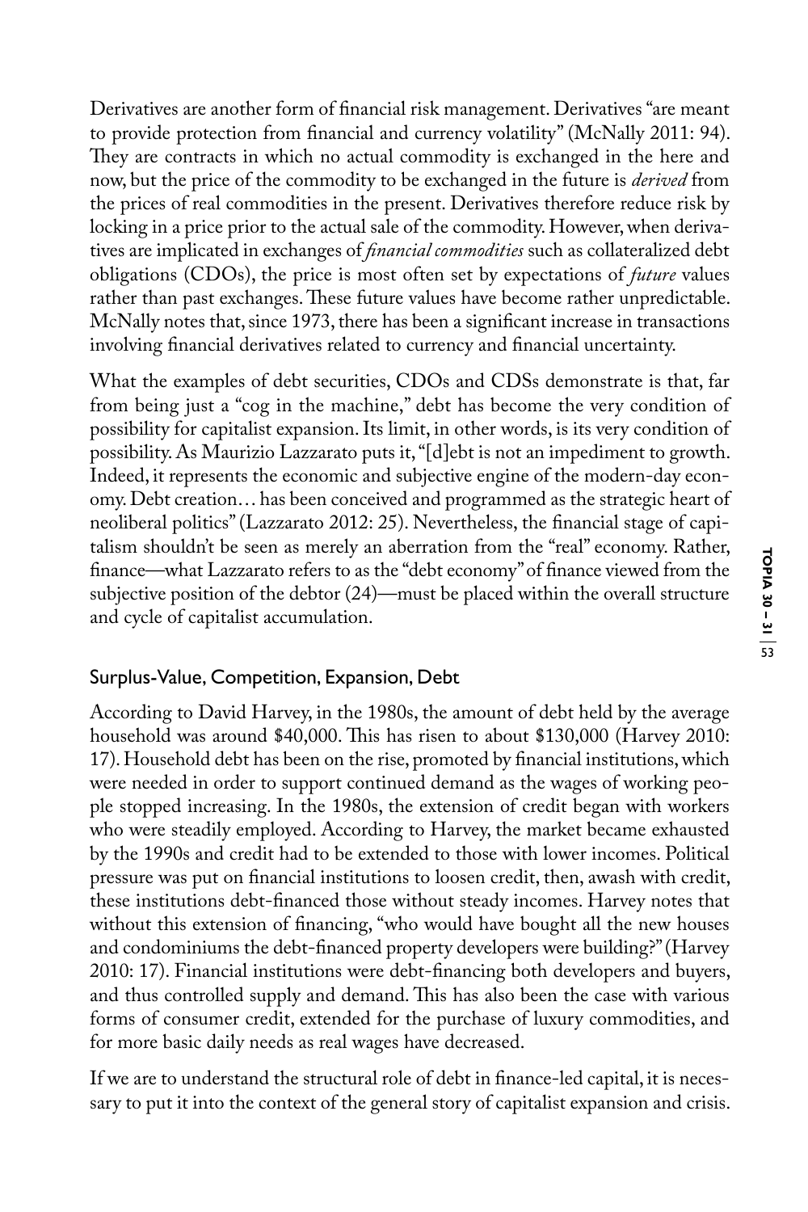Derivatives are another form of financial risk management. Derivatives "are meant to provide protection from financial and currency volatility" (McNally 2011: 94). They are contracts in which no actual commodity is exchanged in the here and now, but the price of the commodity to be exchanged in the future is *derived* from the prices of real commodities in the present. Derivatives therefore reduce risk by locking in a price prior to the actual sale of the commodity. However, when derivatives are implicated in exchanges of *financial commodities* such as collateralized debt obligations (CDOs), the price is most often set by expectations of *future* values rather than past exchanges. These future values have become rather unpredictable. McNally notes that, since 1973, there has been a significant increase in transactions involving financial derivatives related to currency and financial uncertainty.

What the examples of debt securities, CDOs and CDSs demonstrate is that, far from being just a "cog in the machine," debt has become the very condition of possibility for capitalist expansion. Its limit, in other words, is its very condition of possibility. As Maurizio Lazzarato puts it, "[d]ebt is not an impediment to growth. Indeed, it represents the economic and subjective engine of the modern-day economy. Debt creation… has been conceived and programmed as the strategic heart of neoliberal politics" (Lazzarato 2012: 25). Nevertheless, the financial stage of capitalism shouldn't be seen as merely an aberration from the "real" economy. Rather, finance—what Lazzarato refers to as the "debt economy" of finance viewed from the subjective position of the debtor (24)—must be placed within the overall structure and cycle of capitalist accumulation.

## Surplus-Value, Competition, Expansion, Debt

According to David Harvey, in the 1980s, the amount of debt held by the average household was around $40,000. This has risen to about $130,000 (Harvey 2010: 17). Household debt has been on the rise, promoted by financial institutions, which were needed in order to support continued demand as the wages of working people stopped increasing. In the 1980s, the extension of credit began with workers who were steadily employed. According to Harvey, the market became exhausted by the 1990s and credit had to be extended to those with lower incomes. Political pressure was put on financial institutions to loosen credit, then, awash with credit, these institutions debt-financed those without steady incomes. Harvey notes that without this extension of financing, "who would have bought all the new houses and condominiums the debt-financed property developers were building?" (Harvey 2010: 17). Financial institutions were debt-financing both developers and buyers, and thus controlled supply and demand. This has also been the case with various forms of consumer credit, extended for the purchase of luxury commodities, and for more basic daily needs as real wages have decreased.

If we are to understand the structural role of debt in finance-led capital, it is necessary to put it into the context of the general story of capitalist expansion and crisis.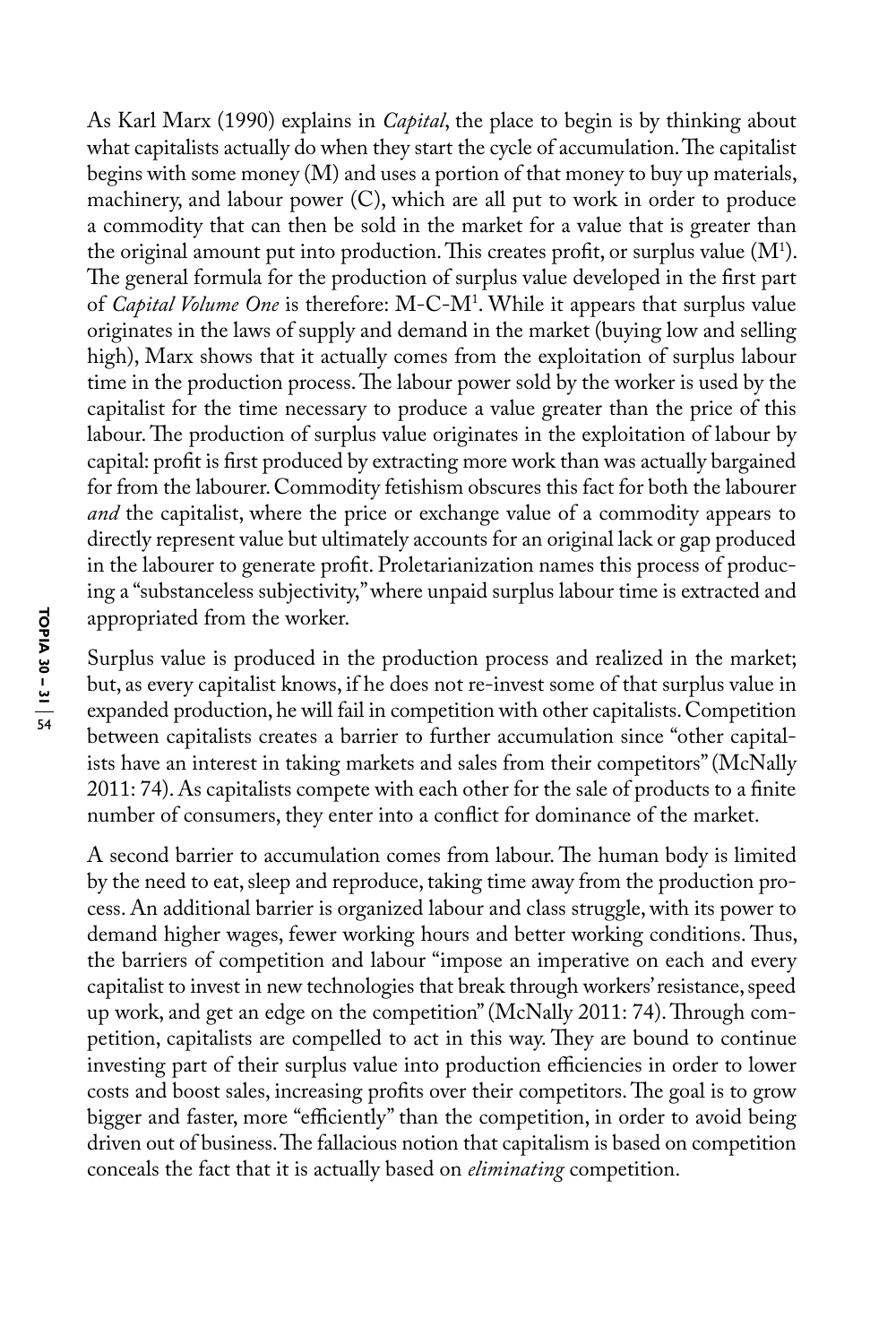As Karl Marx (1990) explains in *Capital*, the place to begin is by thinking about what capitalists actually do when they start the cycle of accumulation. The capitalist begins with some money (M) and uses a portion of that money to buy up materials, machinery, and labour power (C), which are all put to work in order to produce a commodity that can then be sold in the market for a value that is greater than the original amount put into production. This creates profit, or surplus value ($M^1$). The general formula for the production of surplus value developed in the first part of *Capital Volume One* is therefore: $M$-$C$-$M^1$. While it appears that surplus value originates in the laws of supply and demand in the market (buying low and selling high), Marx shows that it actually comes from the exploitation of surplus labour time in the production process. The labour power sold by the worker is used by the capitalist for the time necessary to produce a value greater than the price of this labour. The production of surplus value originates in the exploitation of labour by capital: profit is first produced by extracting more work than was actually bargained for from the labourer. Commodity fetishism obscures this fact for both the labourer *and* the capitalist, where the price or exchange value of a commodity appears to directly represent value but ultimately accounts for an original lack or gap produced in the labourer to generate profit. Proletarianization names this process of producing a "substanceless subjectivity," where unpaid surplus labour time is extracted and appropriated from the worker.

Surplus value is produced in the production process and realized in the market; but, as every capitalist knows, if he does not re-invest some of that surplus value in expanded production, he will fail in competition with other capitalists. Competition between capitalists creates a barrier to further accumulation since "other capitalists have an interest in taking markets and sales from their competitors" (McNally 2011: 74). As capitalists compete with each other for the sale of products to a finite number of consumers, they enter into a conflict for dominance of the market.

A second barrier to accumulation comes from labour. The human body is limited by the need to eat, sleep and reproduce, taking time away from the production process. An additional barrier is organized labour and class struggle, with its power to demand higher wages, fewer working hours and better working conditions. Thus, the barriers of competition and labour "impose an imperative on each and every capitalist to invest in new technologies that break through workers' resistance, speed up work, and get an edge on the competition" (McNally 2011: 74). Through competition, capitalists are compelled to act in this way. They are bound to continue investing part of their surplus value into production efficiencies in order to lower costs and boost sales, increasing profits over their competitors. The goal is to grow bigger and faster, more "efficiently" than the competition, in order to avoid being driven out of business. The fallacious notion that capitalism is based on competition conceals the fact that it is actually based on *eliminating* competition.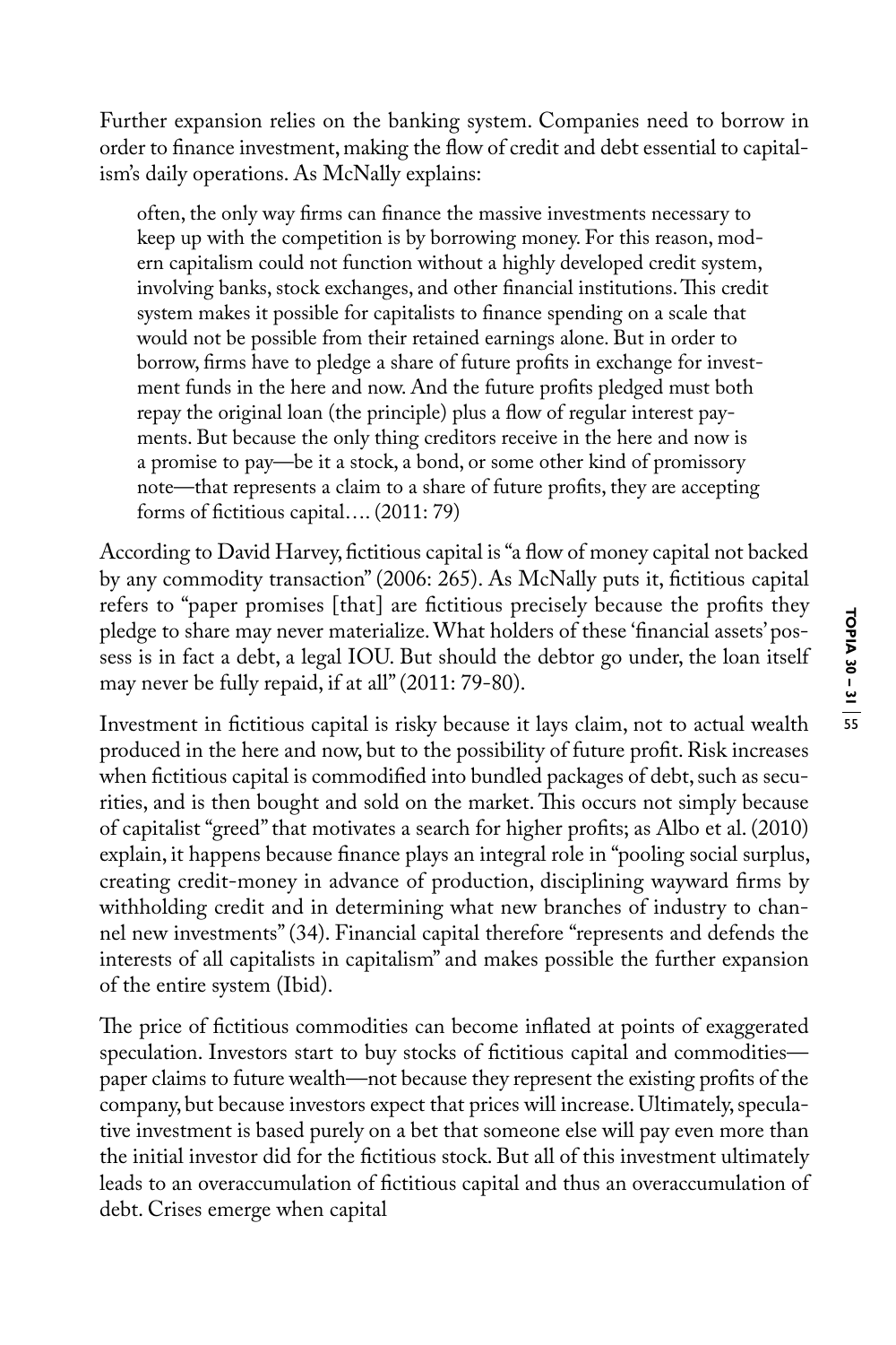Further expansion relies on the banking system. Companies need to borrow in order to finance investment, making the flow of credit and debt essential to capitalism's daily operations. As McNally explains:

> often, the only way firms can finance the massive investments necessary to keep up with the competition is by borrowing money. For this reason, modern capitalism could not function without a highly developed credit system, involving banks, stock exchanges, and other financial institutions. This credit system makes it possible for capitalists to finance spending on a scale that would not be possible from their retained earnings alone. But in order to borrow, firms have to pledge a share of future profits in exchange for investment funds in the here and now. And the future profits pledged must both repay the original loan (the principle) plus a flow of regular interest payments. But because the only thing creditors receive in the here and now is a promise to pay—be it a stock, a bond, or some other kind of promissory note—that represents a claim to a share of future profits, they are accepting forms of fictitious capital…. (2011: 79)

According to David Harvey, fictitious capital is "a flow of money capital not backed by any commodity transaction" (2006: 265). As McNally puts it, fictitious capital refers to "paper promises [that] are fictitious precisely because the profits they pledge to share may never materialize. What holders of these 'financial assets' possess is in fact a debt, a legal IOU. But should the debtor go under, the loan itself may never be fully repaid, if at all" (2011: 79-80).

Investment in fictitious capital is risky because it lays claim, not to actual wealth produced in the here and now, but to the possibility of future profit. Risk increases when fictitious capital is commodified into bundled packages of debt, such as securities, and is then bought and sold on the market. This occurs not simply because of capitalist "greed" that motivates a search for higher profits; as Albo et al. (2010) explain, it happens because finance plays an integral role in "pooling social surplus, creating credit-money in advance of production, disciplining wayward firms by withholding credit and in determining what new branches of industry to channel new investments" (34). Financial capital therefore "represents and defends the interests of all capitalists in capitalism" and makes possible the further expansion of the entire system (Ibid).

The price of fictitious commodities can become inflated at points of exaggerated speculation. Investors start to buy stocks of fictitious capital and commodities—paper claims to future wealth—not because they represent the existing profits of the company, but because investors expect that prices will increase. Ultimately, speculative investment is based purely on a bet that someone else will pay even more than the initial investor did for the fictitious stock. But all of this investment ultimately leads to an overaccumulation of fictitious capital and thus an overaccumulation of debt. Crises emerge when capital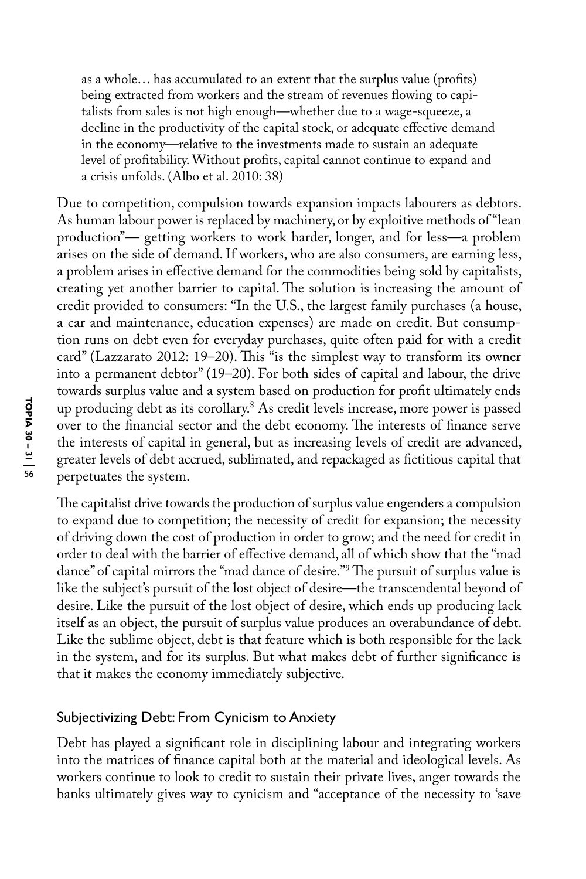> as a whole… has accumulated to an extent that the surplus value (profits) being extracted from workers and the stream of revenues flowing to capitalists from sales is not high enough—whether due to a wage-squeeze, a decline in the productivity of the capital stock, or adequate effective demand in the economy—relative to the investments made to sustain an adequate level of profitability. Without profits, capital cannot continue to expand and a crisis unfolds. (Albo et al. 2010: 38)

Due to competition, compulsion towards expansion impacts labourers as debtors. As human labour power is replaced by machinery, or by exploitive methods of "lean production"— getting workers to work harder, longer, and for less—a problem arises on the side of demand. If workers, who are also consumers, are earning less, a problem arises in effective demand for the commodities being sold by capitalists, creating yet another barrier to capital. The solution is increasing the amount of credit provided to consumers: "In the U.S., the largest family purchases (a house, a car and maintenance, education expenses) are made on credit. But consumption runs on debt even for everyday purchases, quite often paid for with a credit card" (Lazzarato 2012: 19–20). This "is the simplest way to transform its owner into a permanent debtor" (19–20). For both sides of capital and labour, the drive towards surplus value and a system based on production for profit ultimately ends up producing debt as its corollary.[8] As credit levels increase, more power is passed over to the financial sector and the debt economy. The interests of finance serve the interests of capital in general, but as increasing levels of credit are advanced, greater levels of debt accrued, sublimated, and repackaged as fictitious capital that perpetuates the system.

The capitalist drive towards the production of surplus value engenders a compulsion to expand due to competition; the necessity of credit for expansion; the necessity of driving down the cost of production in order to grow; and the need for credit in order to deal with the barrier of effective demand, all of which show that the "mad dance" of capital mirrors the "mad dance of desire."[9] The pursuit of surplus value is like the subject's pursuit of the lost object of desire—the transcendental beyond of desire. Like the pursuit of the lost object of desire, which ends up producing lack itself as an object, the pursuit of surplus value produces an overabundance of debt. Like the sublime object, debt is that feature which is both responsible for the lack in the system, and for its surplus. But what makes debt of further significance is that it makes the economy immediately subjective.

## Subjectivizing Debt: From Cynicism to Anxiety

Debt has played a significant role in disciplining labour and integrating workers into the matrices of finance capital both at the material and ideological levels. As workers continue to look to credit to sustain their private lives, anger towards the banks ultimately gives way to cynicism and "acceptance of the necessity to 'save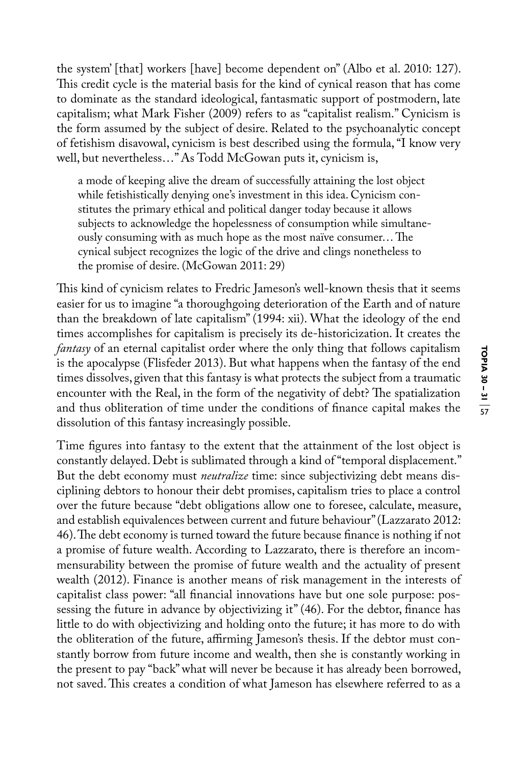the system' [that] workers [have] become dependent on" (Albo et al. 2010: 127). This credit cycle is the material basis for the kind of cynical reason that has come to dominate as the standard ideological, fantasmatic support of postmodern, late capitalism; what Mark Fisher (2009) refers to as "capitalist realism." Cynicism is the form assumed by the subject of desire. Related to the psychoanalytic concept of fetishism disavowal, cynicism is best described using the formula, "I know very well, but nevertheless…" As Todd McGowan puts it, cynicism is,

> a mode of keeping alive the dream of successfully attaining the lost object while fetishistically denying one's investment in this idea. Cynicism constitutes the primary ethical and political danger today because it allows subjects to acknowledge the hopelessness of consumption while simultaneously consuming with as much hope as the most naïve consumer… The cynical subject recognizes the logic of the drive and clings nonetheless to the promise of desire. (McGowan 2011: 29)

This kind of cynicism relates to Fredric Jameson's well-known thesis that it seems easier for us to imagine "a thoroughgoing deterioration of the Earth and of nature than the breakdown of late capitalism" (1994: xii). What the ideology of the end times accomplishes for capitalism is precisely its de-historicization. It creates the *fantasy* of an eternal capitalist order where the only thing that follows capitalism is the apocalypse (Flisfeder 2013). But what happens when the fantasy of the end times dissolves, given that this fantasy is what protects the subject from a traumatic encounter with the Real, in the form of the negativity of debt? The spatialization and thus obliteration of time under the conditions of finance capital makes the dissolution of this fantasy increasingly possible.

Time figures into fantasy to the extent that the attainment of the lost object is constantly delayed. Debt is sublimated through a kind of "temporal displacement." But the debt economy must *neutralize* time: since subjectivizing debt means disciplining debtors to honour their debt promises, capitalism tries to place a control over the future because "debt obligations allow one to foresee, calculate, measure, and establish equivalences between current and future behaviour" (Lazzarato 2012: 46). The debt economy is turned toward the future because finance is nothing if not a promise of future wealth. According to Lazzarato, there is therefore an incommensurability between the promise of future wealth and the actuality of present wealth (2012). Finance is another means of risk management in the interests of capitalist class power: "all financial innovations have but one sole purpose: possessing the future in advance by objectivizing it" (46). For the debtor, finance has little to do with objectivizing and holding onto the future; it has more to do with the obliteration of the future, affirming Jameson's thesis. If the debtor must constantly borrow from future income and wealth, then she is constantly working in the present to pay "back" what will never be because it has already been borrowed, not saved. This creates a condition of what Jameson has elsewhere referred to as a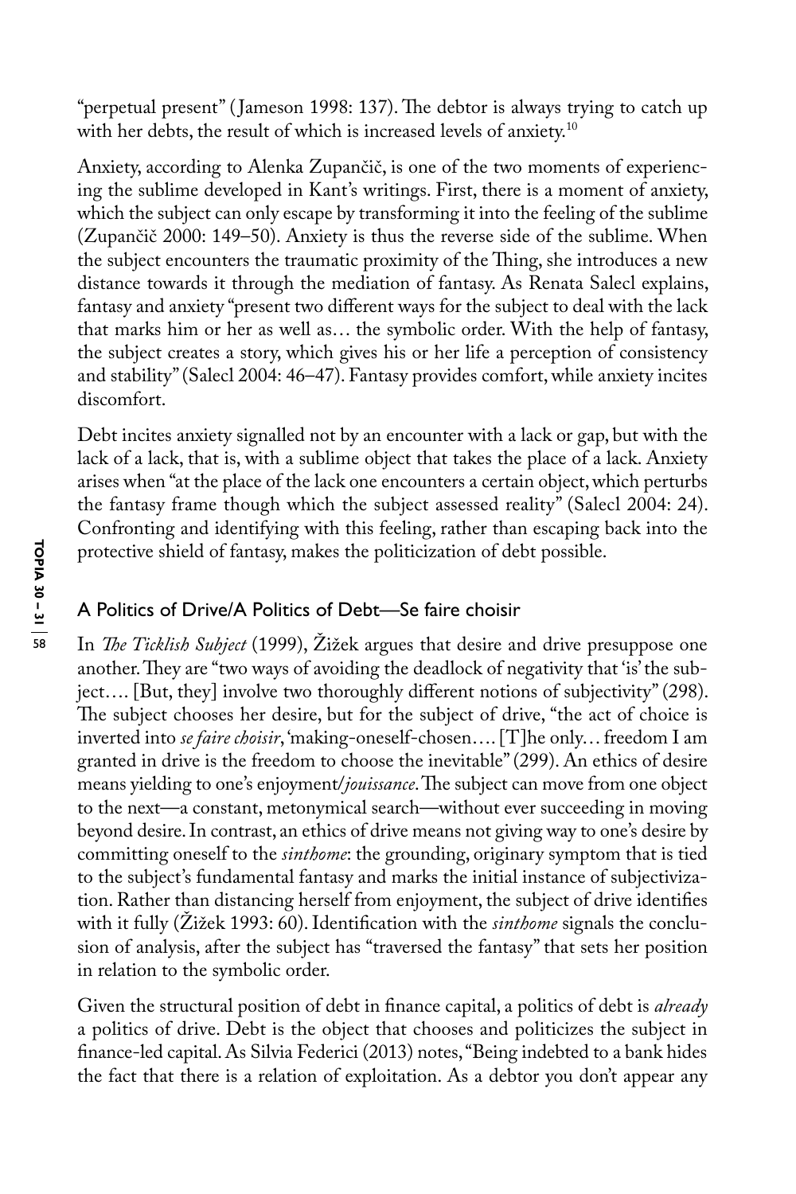"perpetual present" (Jameson 1998: 137). The debtor is always trying to catch up with her debts, the result of which is increased levels of anxiety.[10]

Anxiety, according to Alenka Zupančič, is one of the two moments of experiencing the sublime developed in Kant's writings. First, there is a moment of anxiety, which the subject can only escape by transforming it into the feeling of the sublime (Zupančič 2000: 149–50). Anxiety is thus the reverse side of the sublime. When the subject encounters the traumatic proximity of the Thing, she introduces a new distance towards it through the mediation of fantasy. As Renata Salecl explains, fantasy and anxiety "present two different ways for the subject to deal with the lack that marks him or her as well as… the symbolic order. With the help of fantasy, the subject creates a story, which gives his or her life a perception of consistency and stability" (Salecl 2004: 46–47). Fantasy provides comfort, while anxiety incites discomfort.

Debt incites anxiety signalled not by an encounter with a lack or gap, but with the lack of a lack, that is, with a sublime object that takes the place of a lack. Anxiety arises when "at the place of the lack one encounters a certain object, which perturbs the fantasy frame though which the subject assessed reality" (Salecl 2004: 24). Confronting and identifying with this feeling, rather than escaping back into the protective shield of fantasy, makes the politicization of debt possible.

## A Politics of Drive/A Politics of Debt—Se faire choisir

In *The Ticklish Subject* (1999), Žižek argues that desire and drive presuppose one another. They are "two ways of avoiding the deadlock of negativity that 'is' the subject…. [But, they] involve two thoroughly different notions of subjectivity" (298). The subject chooses her desire, but for the subject of drive, "the act of choice is inverted into *se faire choisir*, 'making-oneself-chosen…. [T]he only… freedom I am granted in drive is the freedom to choose the inevitable" (299). An ethics of desire means yielding to one's enjoyment/*jouissance*. The subject can move from one object to the next—a constant, metonymical search—without ever succeeding in moving beyond desire. In contrast, an ethics of drive means not giving way to one's desire by committing oneself to the *sinthome*: the grounding, originary symptom that is tied to the subject's fundamental fantasy and marks the initial instance of subjectivization. Rather than distancing herself from enjoyment, the subject of drive identifies with it fully (Žižek 1993: 60). Identification with the *sinthome* signals the conclusion of analysis, after the subject has "traversed the fantasy" that sets her position in relation to the symbolic order.

Given the structural position of debt in finance capital, a politics of debt is *already* a politics of drive. Debt is the object that chooses and politicizes the subject in finance-led capital. As Silvia Federici (2013) notes, "Being indebted to a bank hides the fact that there is a relation of exploitation. As a debtor you don't appear any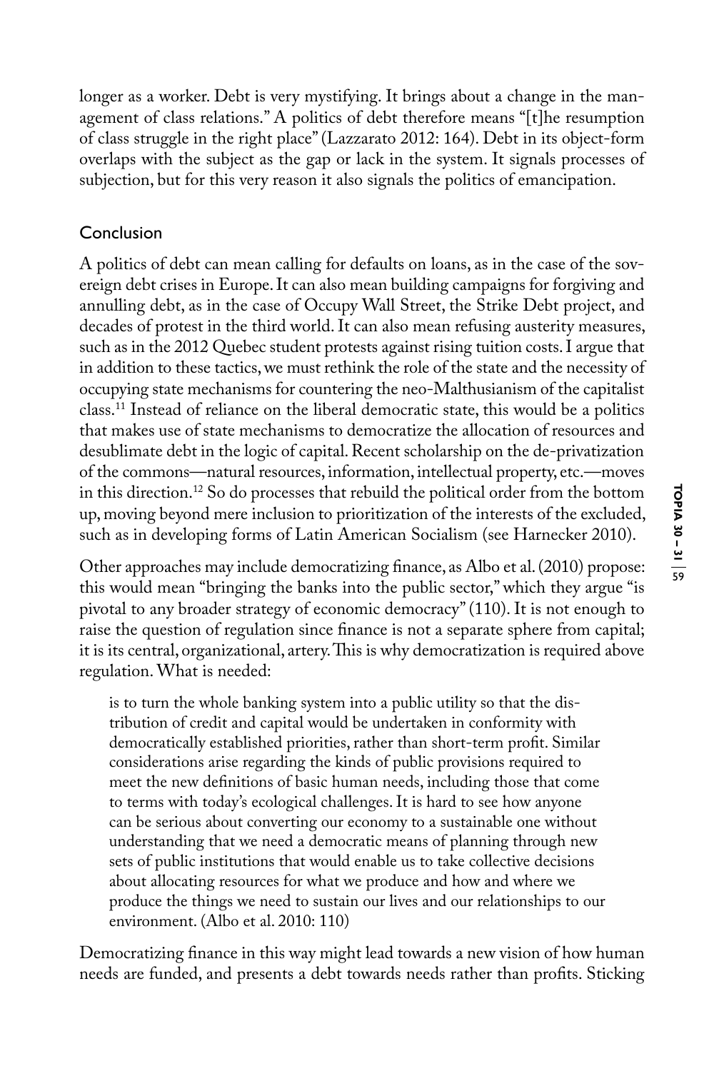longer as a worker. Debt is very mystifying. It brings about a change in the management of class relations." A politics of debt therefore means "[t]he resumption of class struggle in the right place" (Lazzarato 2012: 164). Debt in its object-form overlaps with the subject as the gap or lack in the system. It signals processes of subjection, but for this very reason it also signals the politics of emancipation.

## Conclusion

A politics of debt can mean calling for defaults on loans, as in the case of the sovereign debt crises in Europe. It can also mean building campaigns for forgiving and annulling debt, as in the case of Occupy Wall Street, the Strike Debt project, and decades of protest in the third world. It can also mean refusing austerity measures, such as in the 2012 Quebec student protests against rising tuition costs. I argue that in addition to these tactics, we must rethink the role of the state and the necessity of occupying state mechanisms for countering the neo-Malthusianism of the capitalist class.[11] Instead of reliance on the liberal democratic state, this would be a politics that makes use of state mechanisms to democratize the allocation of resources and desublimate debt in the logic of capital. Recent scholarship on the de-privatization of the commons—natural resources, information, intellectual property, etc.—moves in this direction.[12] So do processes that rebuild the political order from the bottom up, moving beyond mere inclusion to prioritization of the interests of the excluded, such as in developing forms of Latin American Socialism (see Harnecker 2010).

Other approaches may include democratizing finance, as Albo et al. (2010) propose: this would mean "bringing the banks into the public sector," which they argue "is pivotal to any broader strategy of economic democracy" (110). It is not enough to raise the question of regulation since finance is not a separate sphere from capital; it is its central, organizational, artery. This is why democratization is required above regulation. What is needed:

> is to turn the whole banking system into a public utility so that the distribution of credit and capital would be undertaken in conformity with democratically established priorities, rather than short-term profit. Similar considerations arise regarding the kinds of public provisions required to meet the new definitions of basic human needs, including those that come to terms with today's ecological challenges. It is hard to see how anyone can be serious about converting our economy to a sustainable one without understanding that we need a democratic means of planning through new sets of public institutions that would enable us to take collective decisions about allocating resources for what we produce and how and where we produce the things we need to sustain our lives and our relationships to our environment. (Albo et al. 2010: 110)

Democratizing finance in this way might lead towards a new vision of how human needs are funded, and presents a debt towards needs rather than profits. Sticking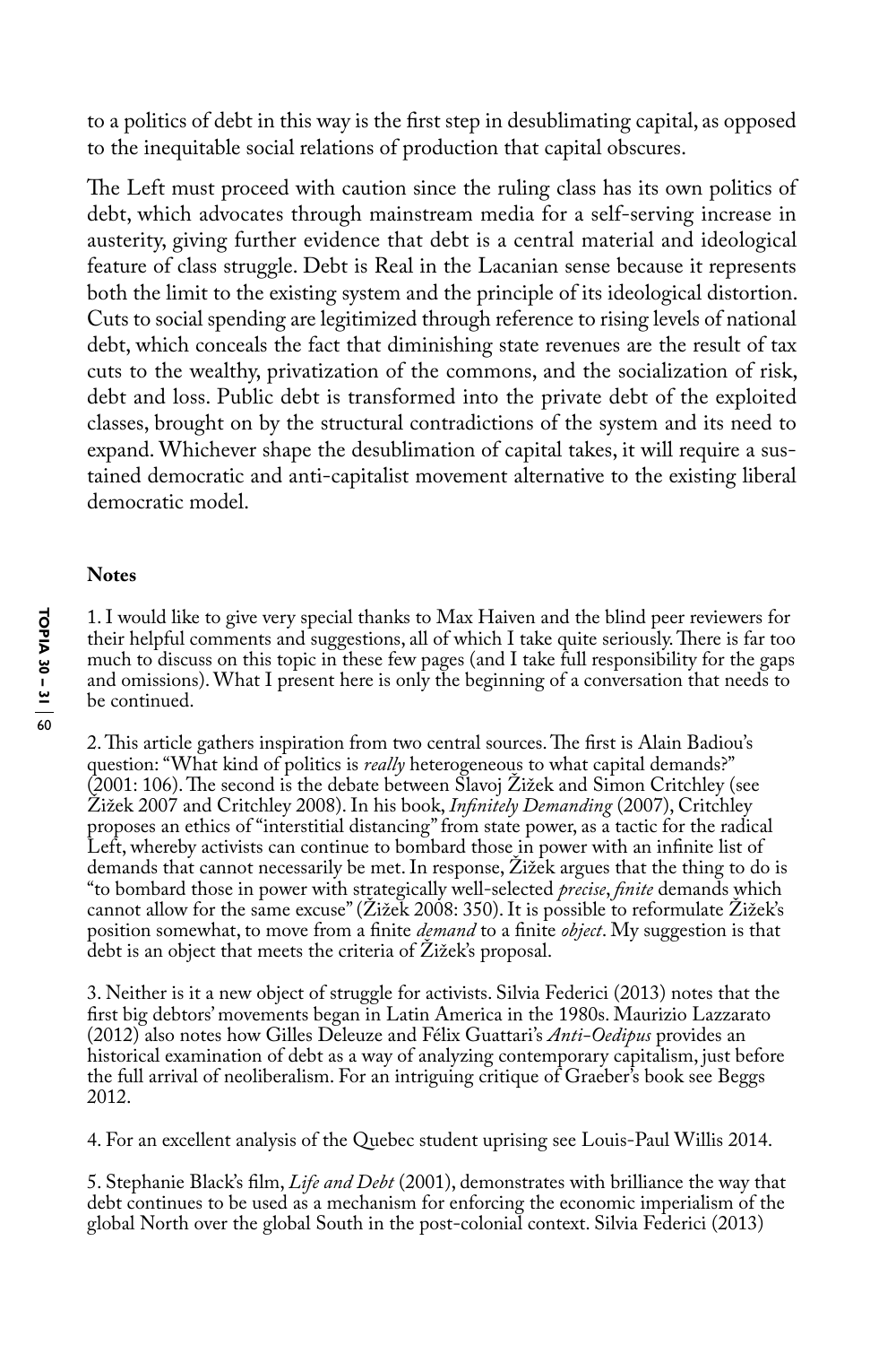to a politics of debt in this way is the first step in desublimating capital, as opposed to the inequitable social relations of production that capital obscures.

The Left must proceed with caution since the ruling class has its own politics of debt, which advocates through mainstream media for a self-serving increase in austerity, giving further evidence that debt is a central material and ideological feature of class struggle. Debt is Real in the Lacanian sense because it represents both the limit to the existing system and the principle of its ideological distortion. Cuts to social spending are legitimized through reference to rising levels of national debt, which conceals the fact that diminishing state revenues are the result of tax cuts to the wealthy, privatization of the commons, and the socialization of risk, debt and loss. Public debt is transformed into the private debt of the exploited classes, brought on by the structural contradictions of the system and its need to expand. Whichever shape the desublimation of capital takes, it will require a sustained democratic and anti-capitalist movement alternative to the existing liberal democratic model.

**Notes**

1. I would like to give very special thanks to Max Haiven and the blind peer reviewers for their helpful comments and suggestions, all of which I take quite seriously. There is far too much to discuss on this topic in these few pages (and I take full responsibility for the gaps and omissions). What I present here is only the beginning of a conversation that needs to be continued.

2. This article gathers inspiration from two central sources. The first is Alain Badiou's question: "What kind of politics is *really* heterogeneous to what capital demands?" (2001: 106). The second is the debate between Slavoj Žižek and Simon Critchley (see Žižek 2007 and Critchley 2008). In his book, *Infinitely Demanding* (2007), Critchley proposes an ethics of "interstitial distancing" from state power, as a tactic for the radical Left, whereby activists can continue to bombard those in power with an infinite list of demands that cannot necessarily be met. In response, Žižek argues that the thing to do is "to bombard those in power with strategically well-selected *precise*, *finite* demands which cannot allow for the same excuse" (Žižek 2008: 350). It is possible to reformulate Žižek's position somewhat, to move from a finite *demand* to a finite *object*. My suggestion is that debt is an object that meets the criteria of Žižek's proposal.

3. Neither is it a new object of struggle for activists. Silvia Federici (2013) notes that the first big debtors' movements began in Latin America in the 1980s. Maurizio Lazzarato (2012) also notes how Gilles Deleuze and Félix Guattari's *Anti-Oedipus* provides an historical examination of debt as a way of analyzing contemporary capitalism, just before the full arrival of neoliberalism. For an intriguing critique of Graeber's book see Beggs 2012.

4. For an excellent analysis of the Quebec student uprising see Louis-Paul Willis 2014.

5. Stephanie Black's film, *Life and Debt* (2001), demonstrates with brilliance the way that debt continues to be used as a mechanism for enforcing the economic imperialism of the global North over the global South in the post-colonial context. Silvia Federici (2013)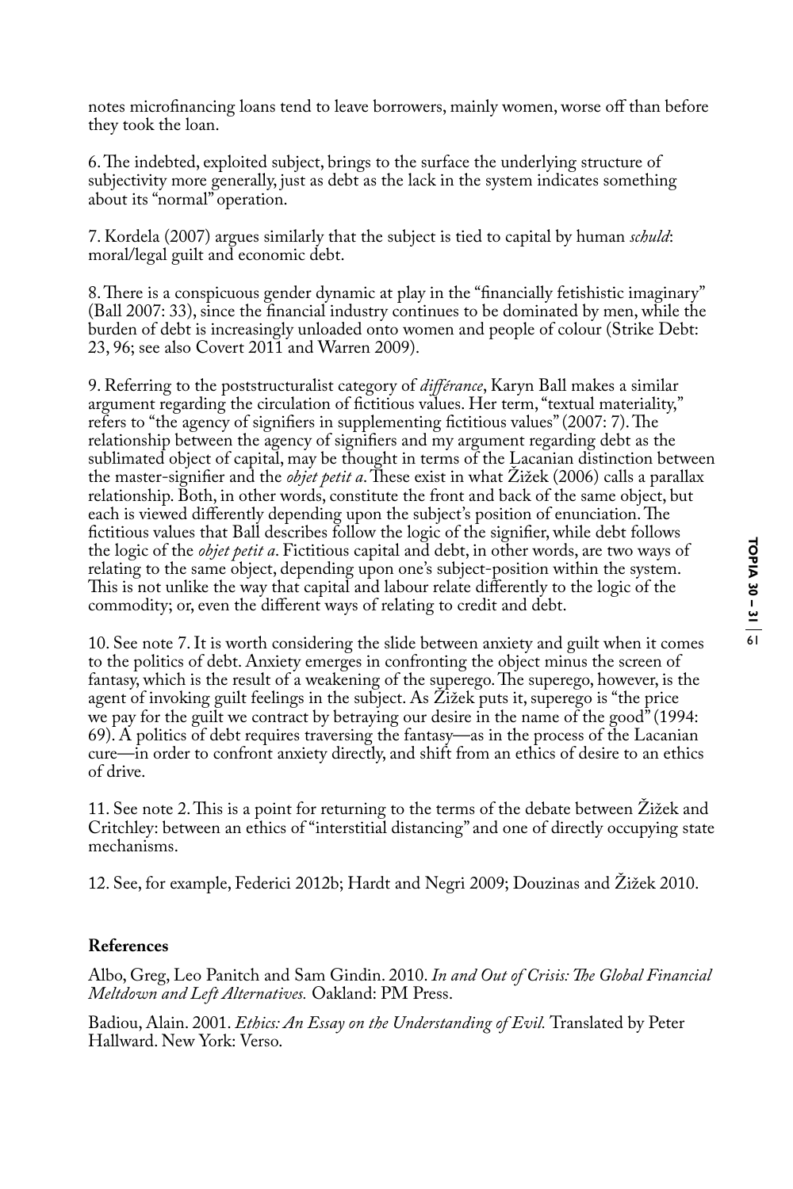notes microfinancing loans tend to leave borrowers, mainly women, worse off than before they took the loan.

6. The indebted, exploited subject, brings to the surface the underlying structure of subjectivity more generally, just as debt as the lack in the system indicates something about its "normal" operation.

7. Kordela (2007) argues similarly that the subject is tied to capital by human *schuld*: moral/legal guilt and economic debt.

8. There is a conspicuous gender dynamic at play in the "financially fetishistic imaginary" (Ball 2007: 33), since the financial industry continues to be dominated by men, while the burden of debt is increasingly unloaded onto women and people of colour (Strike Debt: 23, 96; see also Covert 2011 and Warren 2009).

9. Referring to the poststructuralist category of *différance*, Karyn Ball makes a similar argument regarding the circulation of fictitious values. Her term, "textual materiality," refers to "the agency of signifiers in supplementing fictitious values" (2007: 7). The relationship between the agency of signifiers and my argument regarding debt as the sublimated object of capital, may be thought in terms of the Lacanian distinction between the master-signifier and the *objet petit a*. These exist in what Žižek (2006) calls a parallax relationship. Both, in other words, constitute the front and back of the same object, but each is viewed differently depending upon the subject's position of enunciation. The fictitious values that Ball describes follow the logic of the signifier, while debt follows the logic of the *objet petit a*. Fictitious capital and debt, in other words, are two ways of relating to the same object, depending upon one's subject-position within the system. This is not unlike the way that capital and labour relate differently to the logic of the commodity; or, even the different ways of relating to credit and debt.

10. See note 7. It is worth considering the slide between anxiety and guilt when it comes to the politics of debt. Anxiety emerges in confronting the object minus the screen of fantasy, which is the result of a weakening of the superego. The superego, however, is the agent of invoking guilt feelings in the subject. As Žižek puts it, superego is "the price we pay for the guilt we contract by betraying our desire in the name of the good" (1994: 69). A politics of debt requires traversing the fantasy—as in the process of the Lacanian cure—in order to confront anxiety directly, and shift from an ethics of desire to an ethics of drive.

11. See note 2. This is a point for returning to the terms of the debate between Žižek and Critchley: between an ethics of "interstitial distancing" and one of directly occupying state mechanisms.

12. See, for example, Federici 2012b; Hardt and Negri 2009; Douzinas and Žižek 2010.

## References

Albo, Greg, Leo Panitch and Sam Gindin. 2010. *In and Out of Crisis: The Global Financial Meltdown and Left Alternatives.* Oakland: PM Press.

Badiou, Alain. 2001. *Ethics: An Essay on the Understanding of Evil.* Translated by Peter Hallward. New York: Verso.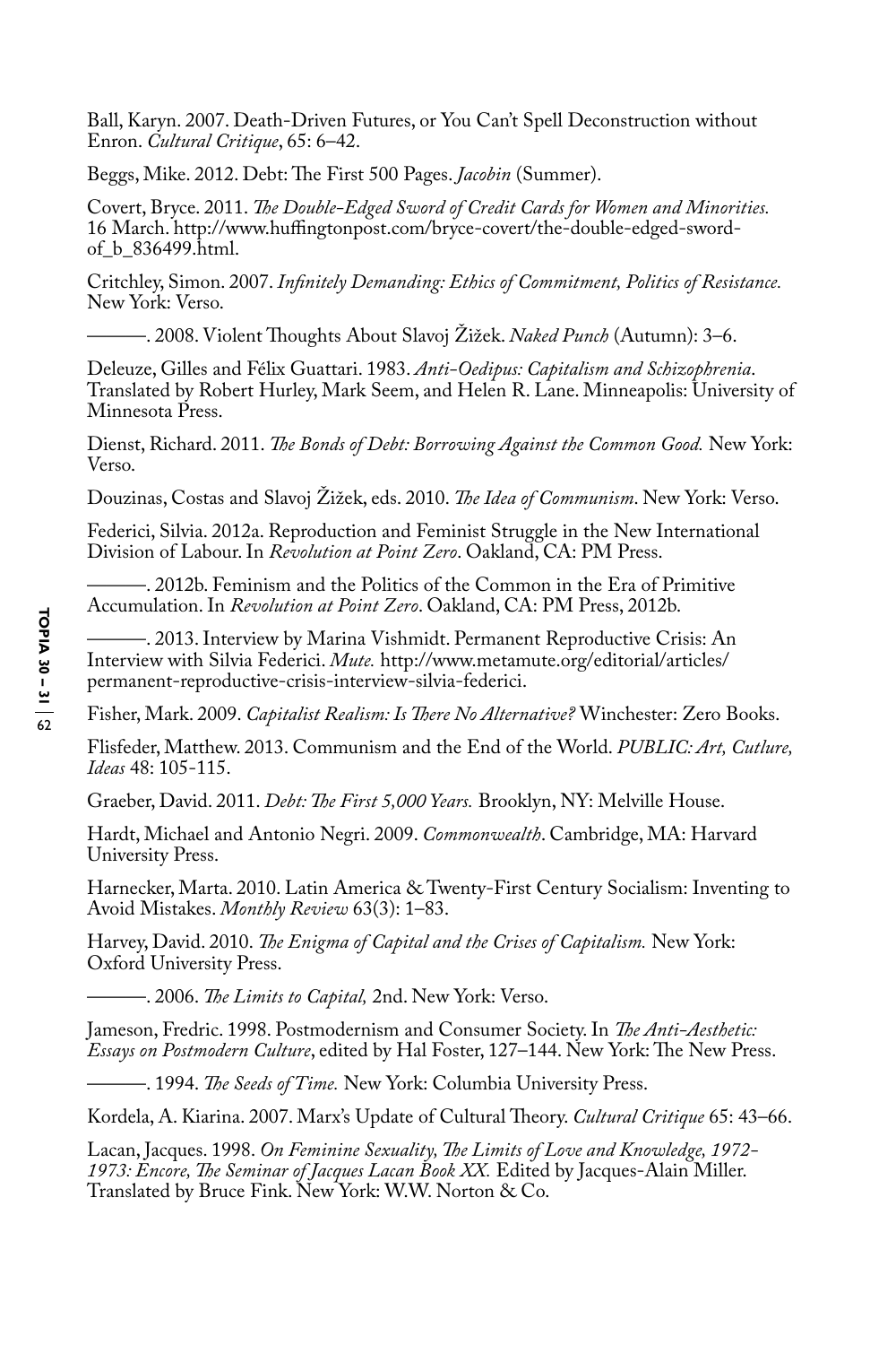Ball, Karyn. 2007. Death-Driven Futures, or You Can't Spell Deconstruction without Enron. *Cultural Critique*, 65: 6–42.

Beggs, Mike. 2012. Debt: The First 500 Pages. *Jacobin* (Summer).

Covert, Bryce. 2011. *The Double-Edged Sword of Credit Cards for Women and Minorities.* 16 March. http://www.huffingtonpost.com/bryce-covert/the-double-edged-sword-of_b_836499.html.

Critchley, Simon. 2007. *Infinitely Demanding: Ethics of Commitment, Politics of Resistance.* New York: Verso.

———. 2008. Violent Thoughts About Slavoj Žižek. *Naked Punch* (Autumn): 3–6.

Deleuze, Gilles and Félix Guattari. 1983. *Anti-Oedipus: Capitalism and Schizophrenia*. Translated by Robert Hurley, Mark Seem, and Helen R. Lane. Minneapolis: University of Minnesota Press.

Dienst, Richard. 2011. *The Bonds of Debt: Borrowing Against the Common Good.* New York: Verso.

Douzinas, Costas and Slavoj Žižek, eds. 2010. *The Idea of Communism*. New York: Verso.

Federici, Silvia. 2012a. Reproduction and Feminist Struggle in the New International Division of Labour. In *Revolution at Point Zero*. Oakland, CA: PM Press.

———. 2012b. Feminism and the Politics of the Common in the Era of Primitive Accumulation. In *Revolution at Point Zero*. Oakland, CA: PM Press, 2012b.

———. 2013. Interview by Marina Vishmidt. Permanent Reproductive Crisis: An Interview with Silvia Federici. *Mute.* http://www.metamute.org/editorial/articles/permanent-reproductive-crisis-interview-silvia-federici.

Fisher, Mark. 2009. *Capitalist Realism: Is There No Alternative?* Winchester: Zero Books.

Flisfeder, Matthew. 2013. Communism and the End of the World. *PUBLIC: Art, Cutlure, Ideas* 48: 105-115.

Graeber, David. 2011. *Debt: The First 5,000 Years.* Brooklyn, NY: Melville House.

Hardt, Michael and Antonio Negri. 2009. *Commonwealth*. Cambridge, MA: Harvard University Press.

Harnecker, Marta. 2010. Latin America & Twenty-First Century Socialism: Inventing to Avoid Mistakes. *Monthly Review* 63(3): 1–83.

Harvey, David. 2010. *The Enigma of Capital and the Crises of Capitalism.* New York: Oxford University Press.

———. 2006. *The Limits to Capital,* 2nd. New York: Verso.

Jameson, Fredric. 1998. Postmodernism and Consumer Society. In *The Anti-Aesthetic: Essays on Postmodern Culture*, edited by Hal Foster, 127–144. New York: The New Press.

———. 1994. *The Seeds of Time.* New York: Columbia University Press.

Kordela, A. Kiarina. 2007. Marx's Update of Cultural Theory. *Cultural Critique* 65: 43–66.

Lacan, Jacques. 1998. *On Feminine Sexuality, The Limits of Love and Knowledge, 1972-1973: Encore, The Seminar of Jacques Lacan Book XX.* Edited by Jacques-Alain Miller. Translated by Bruce Fink. New York: W.W. Norton & Co.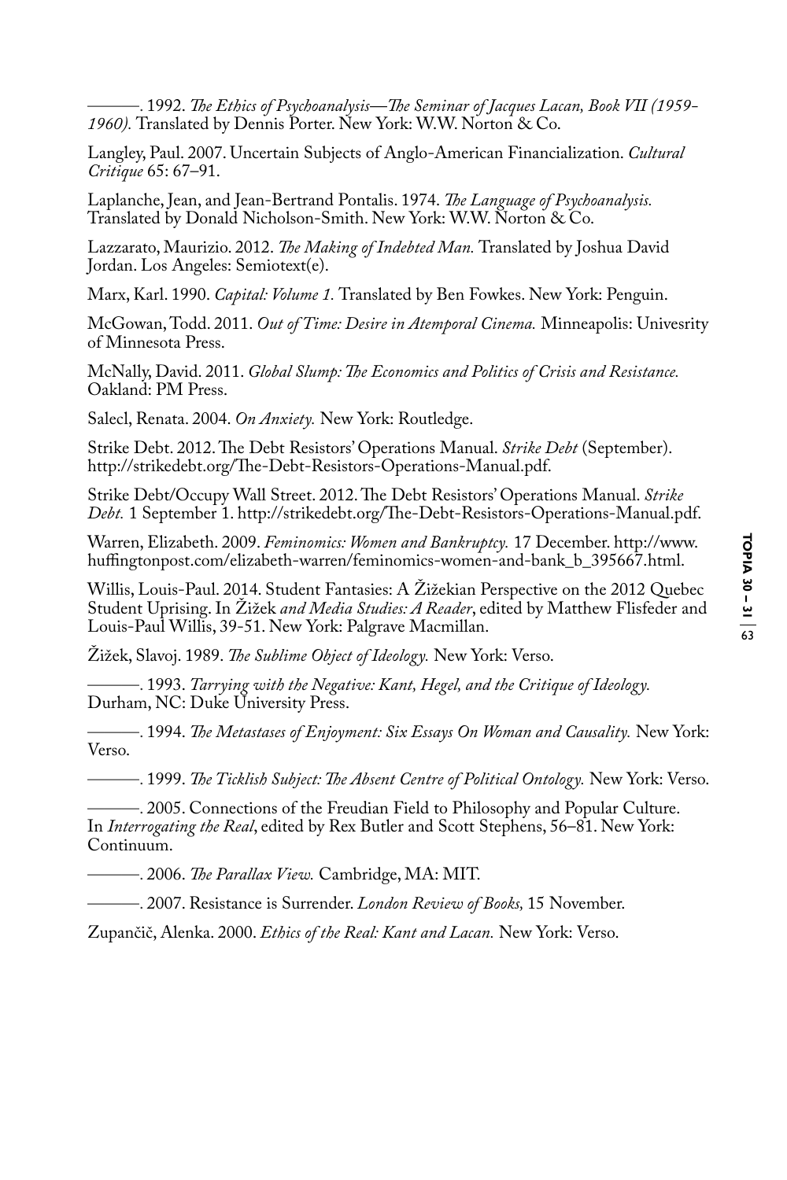———. 1992. *The Ethics of Psychoanalysis—The Seminar of Jacques Lacan, Book VII (1959–1960).* Translated by Dennis Porter. New York: W.W. Norton & Co.

Langley, Paul. 2007. Uncertain Subjects of Anglo-American Financialization. *Cultural Critique* 65: 67–91.

Laplanche, Jean, and Jean-Bertrand Pontalis. 1974. *The Language of Psychoanalysis.* Translated by Donald Nicholson-Smith. New York: W.W. Norton & Co.

Lazzarato, Maurizio. 2012. *The Making of Indebted Man.* Translated by Joshua David Jordan. Los Angeles: Semiotext(e).

Marx, Karl. 1990. *Capital: Volume 1.* Translated by Ben Fowkes. New York: Penguin.

McGowan, Todd. 2011. *Out of Time: Desire in Atemporal Cinema.* Minneapolis: Univesrity of Minnesota Press.

McNally, David. 2011. *Global Slump: The Economics and Politics of Crisis and Resistance.* Oakland: PM Press.

Salecl, Renata. 2004. *On Anxiety.* New York: Routledge.

Strike Debt. 2012. The Debt Resistors' Operations Manual. *Strike Debt* (September). http://strikedebt.org/The-Debt-Resistors-Operations-Manual.pdf.

Strike Debt/Occupy Wall Street. 2012. The Debt Resistors' Operations Manual. *Strike Debt.* 1 September 1. http://strikedebt.org/The-Debt-Resistors-Operations-Manual.pdf.

Warren, Elizabeth. 2009. *Feminomics: Women and Bankruptcy.* 17 December. http://www.huffingtonpost.com/elizabeth-warren/feminomics-women-and-bank_b_395667.html.

Willis, Louis-Paul. 2014. Student Fantasies: A Žižekian Perspective on the 2012 Quebec Student Uprising. In Žižek *and Media Studies: A Reader*, edited by Matthew Flisfeder and Louis-Paul Willis, 39-51. New York: Palgrave Macmillan.

Žižek, Slavoj. 1989. *The Sublime Object of Ideology.* New York: Verso.

———. 1993. *Tarrying with the Negative: Kant, Hegel, and the Critique of Ideology.* Durham, NC: Duke University Press.

———. 1994. *The Metastases of Enjoyment: Six Essays On Woman and Causality.* New York: Verso.

———. 1999. *The Ticklish Subject: The Absent Centre of Political Ontology.* New York: Verso.

———. 2005. Connections of the Freudian Field to Philosophy and Popular Culture. In *Interrogating the Real*, edited by Rex Butler and Scott Stephens, 56–81. New York: Continuum.

———. 2006. *The Parallax View.* Cambridge, MA: MIT.

———. 2007. Resistance is Surrender. *London Review of Books,* 15 November.

Zupančič, Alenka. 2000. *Ethics of the Real: Kant and Lacan.* New York: Verso.